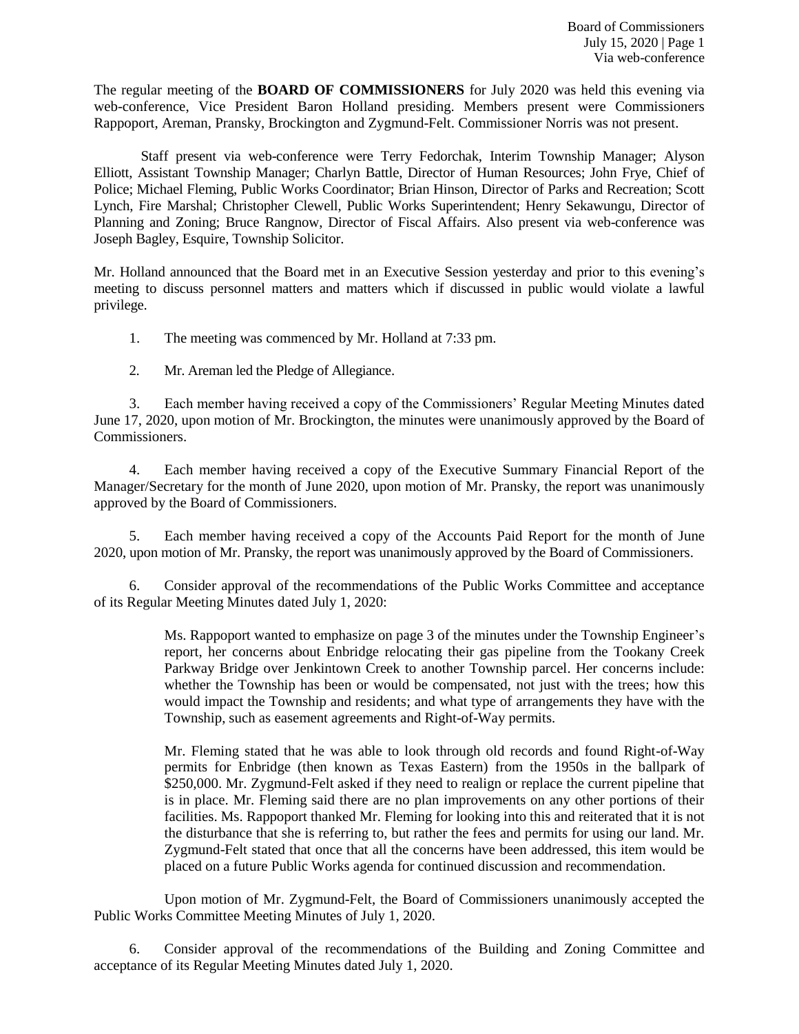The regular meeting of the **BOARD OF COMMISSIONERS** for July 2020 was held this evening via web-conference, Vice President Baron Holland presiding. Members present were Commissioners Rappoport, Areman, Pransky, Brockington and Zygmund-Felt. Commissioner Norris was not present.

Staff present via web-conference were Terry Fedorchak, Interim Township Manager; Alyson Elliott, Assistant Township Manager; Charlyn Battle, Director of Human Resources; John Frye, Chief of Police; Michael Fleming, Public Works Coordinator; Brian Hinson, Director of Parks and Recreation; Scott Lynch, Fire Marshal; Christopher Clewell, Public Works Superintendent; Henry Sekawungu, Director of Planning and Zoning; Bruce Rangnow, Director of Fiscal Affairs. Also present via web-conference was Joseph Bagley, Esquire, Township Solicitor.

Mr. Holland announced that the Board met in an Executive Session yesterday and prior to this evening's meeting to discuss personnel matters and matters which if discussed in public would violate a lawful privilege.

1. The meeting was commenced by Mr. Holland at 7:33 pm.

2. Mr. Areman led the Pledge of Allegiance.

3. Each member having received a copy of the Commissioners' Regular Meeting Minutes dated June 17, 2020, upon motion of Mr. Brockington, the minutes were unanimously approved by the Board of Commissioners.

4. Each member having received a copy of the Executive Summary Financial Report of the Manager/Secretary for the month of June 2020, upon motion of Mr. Pransky, the report was unanimously approved by the Board of Commissioners.

5. Each member having received a copy of the Accounts Paid Report for the month of June 2020, upon motion of Mr. Pransky, the report was unanimously approved by the Board of Commissioners.

6. Consider approval of the recommendations of the Public Works Committee and acceptance of its Regular Meeting Minutes dated July 1, 2020:

> Ms. Rappoport wanted to emphasize on page 3 of the minutes under the Township Engineer's report, her concerns about Enbridge relocating their gas pipeline from the Tookany Creek Parkway Bridge over Jenkintown Creek to another Township parcel. Her concerns include: whether the Township has been or would be compensated, not just with the trees; how this would impact the Township and residents; and what type of arrangements they have with the Township, such as easement agreements and Right-of-Way permits.
>
> Mr. Fleming stated that he was able to look through old records and found Right-of-Way permits for Enbridge (then known as Texas Eastern) from the 1950s in the ballpark of $250,000. Mr. Zygmund-Felt asked if they need to realign or replace the current pipeline that is in place. Mr. Fleming said there are no plan improvements on any other portions of their facilities. Ms. Rappoport thanked Mr. Fleming for looking into this and reiterated that it is not the disturbance that she is referring to, but rather the fees and permits for using our land. Mr. Zygmund-Felt stated that once that all the concerns have been addressed, this item would be placed on a future Public Works agenda for continued discussion and recommendation.

Upon motion of Mr. Zygmund-Felt, the Board of Commissioners unanimously accepted the Public Works Committee Meeting Minutes of July 1, 2020.

6. Consider approval of the recommendations of the Building and Zoning Committee and acceptance of its Regular Meeting Minutes dated July 1, 2020.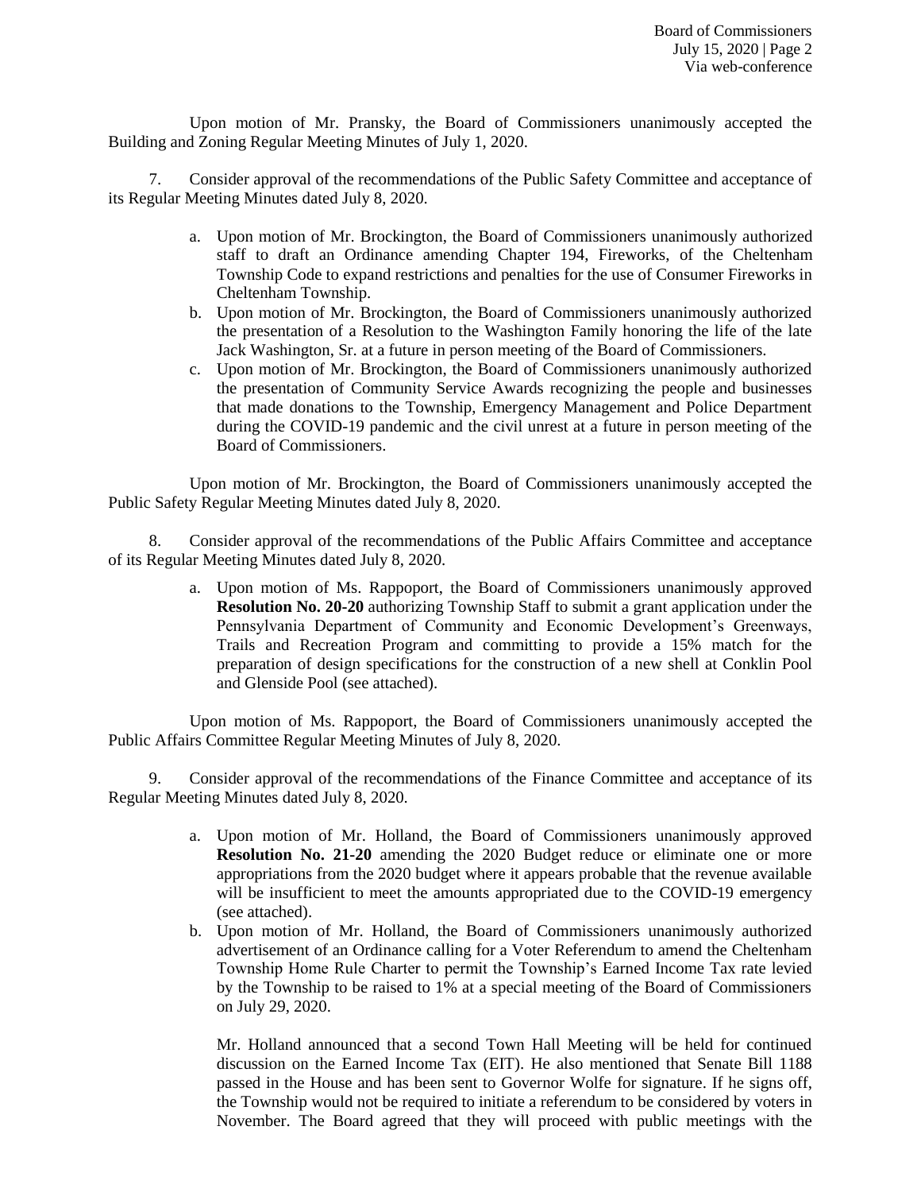Upon motion of Mr. Pransky, the Board of Commissioners unanimously accepted the Building and Zoning Regular Meeting Minutes of July 1, 2020.

7. Consider approval of the recommendations of the Public Safety Committee and acceptance of its Regular Meeting Minutes dated July 8, 2020.

   a. Upon motion of Mr. Brockington, the Board of Commissioners unanimously authorized staff to draft an Ordinance amending Chapter 194, Fireworks, of the Cheltenham Township Code to expand restrictions and penalties for the use of Consumer Fireworks in Cheltenham Township.
   b. Upon motion of Mr. Brockington, the Board of Commissioners unanimously authorized the presentation of a Resolution to the Washington Family honoring the life of the late Jack Washington, Sr. at a future in person meeting of the Board of Commissioners.
   c. Upon motion of Mr. Brockington, the Board of Commissioners unanimously authorized the presentation of Community Service Awards recognizing the people and businesses that made donations to the Township, Emergency Management and Police Department during the COVID-19 pandemic and the civil unrest at a future in person meeting of the Board of Commissioners.

Upon motion of Mr. Brockington, the Board of Commissioners unanimously accepted the Public Safety Regular Meeting Minutes dated July 8, 2020.

8. Consider approval of the recommendations of the Public Affairs Committee and acceptance of its Regular Meeting Minutes dated July 8, 2020.

   a. Upon motion of Ms. Rappoport, the Board of Commissioners unanimously approved **Resolution No. 20-20** authorizing Township Staff to submit a grant application under the Pennsylvania Department of Community and Economic Development's Greenways, Trails and Recreation Program and committing to provide a 15% match for the preparation of design specifications for the construction of a new shell at Conklin Pool and Glenside Pool (see attached).

Upon motion of Ms. Rappoport, the Board of Commissioners unanimously accepted the Public Affairs Committee Regular Meeting Minutes of July 8, 2020.

9. Consider approval of the recommendations of the Finance Committee and acceptance of its Regular Meeting Minutes dated July 8, 2020.

   a. Upon motion of Mr. Holland, the Board of Commissioners unanimously approved **Resolution No. 21-20** amending the 2020 Budget reduce or eliminate one or more appropriations from the 2020 budget where it appears probable that the revenue available will be insufficient to meet the amounts appropriated due to the COVID-19 emergency (see attached).
   b. Upon motion of Mr. Holland, the Board of Commissioners unanimously authorized advertisement of an Ordinance calling for a Voter Referendum to amend the Cheltenham Township Home Rule Charter to permit the Township's Earned Income Tax rate levied by the Township to be raised to 1% at a special meeting of the Board of Commissioners on July 29, 2020.

   Mr. Holland announced that a second Town Hall Meeting will be held for continued discussion on the Earned Income Tax (EIT). He also mentioned that Senate Bill 1188 passed in the House and has been sent to Governor Wolfe for signature. If he signs off, the Township would not be required to initiate a referendum to be considered by voters in November. The Board agreed that they will proceed with public meetings with the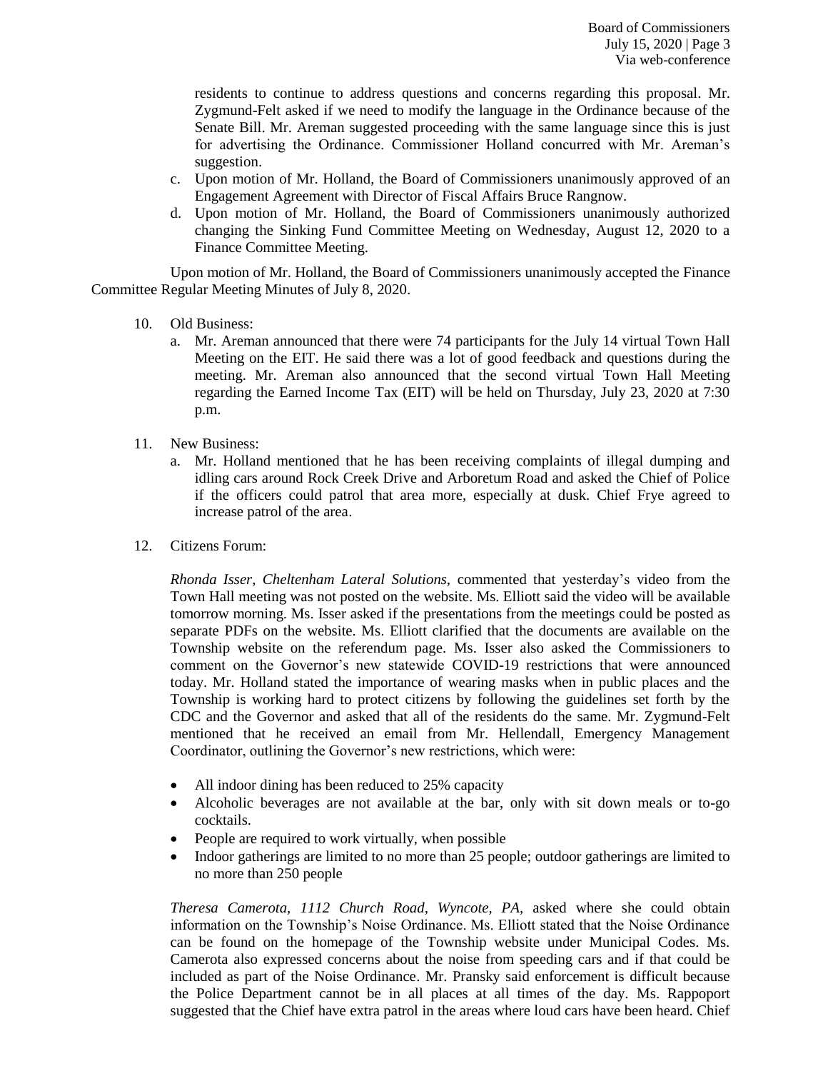residents to continue to address questions and concerns regarding this proposal. Mr. Zygmund-Felt asked if we need to modify the language in the Ordinance because of the Senate Bill. Mr. Areman suggested proceeding with the same language since this is just for advertising the Ordinance. Commissioner Holland concurred with Mr. Areman's suggestion.

c. Upon motion of Mr. Holland, the Board of Commissioners unanimously approved of an Engagement Agreement with Director of Fiscal Affairs Bruce Rangnow.
d. Upon motion of Mr. Holland, the Board of Commissioners unanimously authorized changing the Sinking Fund Committee Meeting on Wednesday, August 12, 2020 to a Finance Committee Meeting.

Upon motion of Mr. Holland, the Board of Commissioners unanimously accepted the Finance Committee Regular Meeting Minutes of July 8, 2020.

10. Old Business:
    a. Mr. Areman announced that there were 74 participants for the July 14 virtual Town Hall Meeting on the EIT. He said there was a lot of good feedback and questions during the meeting. Mr. Areman also announced that the second virtual Town Hall Meeting regarding the Earned Income Tax (EIT) will be held on Thursday, July 23, 2020 at 7:30 p.m.

11. New Business:
    a. Mr. Holland mentioned that he has been receiving complaints of illegal dumping and idling cars around Rock Creek Drive and Arboretum Road and asked the Chief of Police if the officers could patrol that area more, especially at dusk. Chief Frye agreed to increase patrol of the area.

12. Citizens Forum:

*Rhonda Isser, Cheltenham Lateral Solutions,* commented that yesterday's video from the Town Hall meeting was not posted on the website. Ms. Elliott said the video will be available tomorrow morning. Ms. Isser asked if the presentations from the meetings could be posted as separate PDFs on the website. Ms. Elliott clarified that the documents are available on the Township website on the referendum page. Ms. Isser also asked the Commissioners to comment on the Governor's new statewide COVID-19 restrictions that were announced today. Mr. Holland stated the importance of wearing masks when in public places and the Township is working hard to protect citizens by following the guidelines set forth by the CDC and the Governor and asked that all of the residents do the same. Mr. Zygmund-Felt mentioned that he received an email from Mr. Hellendall, Emergency Management Coordinator, outlining the Governor's new restrictions, which were:

- All indoor dining has been reduced to 25% capacity
- Alcoholic beverages are not available at the bar, only with sit down meals or to-go cocktails.
- People are required to work virtually, when possible
- Indoor gatherings are limited to no more than 25 people; outdoor gatherings are limited to no more than 250 people

*Theresa Camerota, 1112 Church Road, Wyncote, PA,* asked where she could obtain information on the Township's Noise Ordinance. Ms. Elliott stated that the Noise Ordinance can be found on the homepage of the Township website under Municipal Codes. Ms. Camerota also expressed concerns about the noise from speeding cars and if that could be included as part of the Noise Ordinance. Mr. Pransky said enforcement is difficult because the Police Department cannot be in all places at all times of the day. Ms. Rappoport suggested that the Chief have extra patrol in the areas where loud cars have been heard. Chief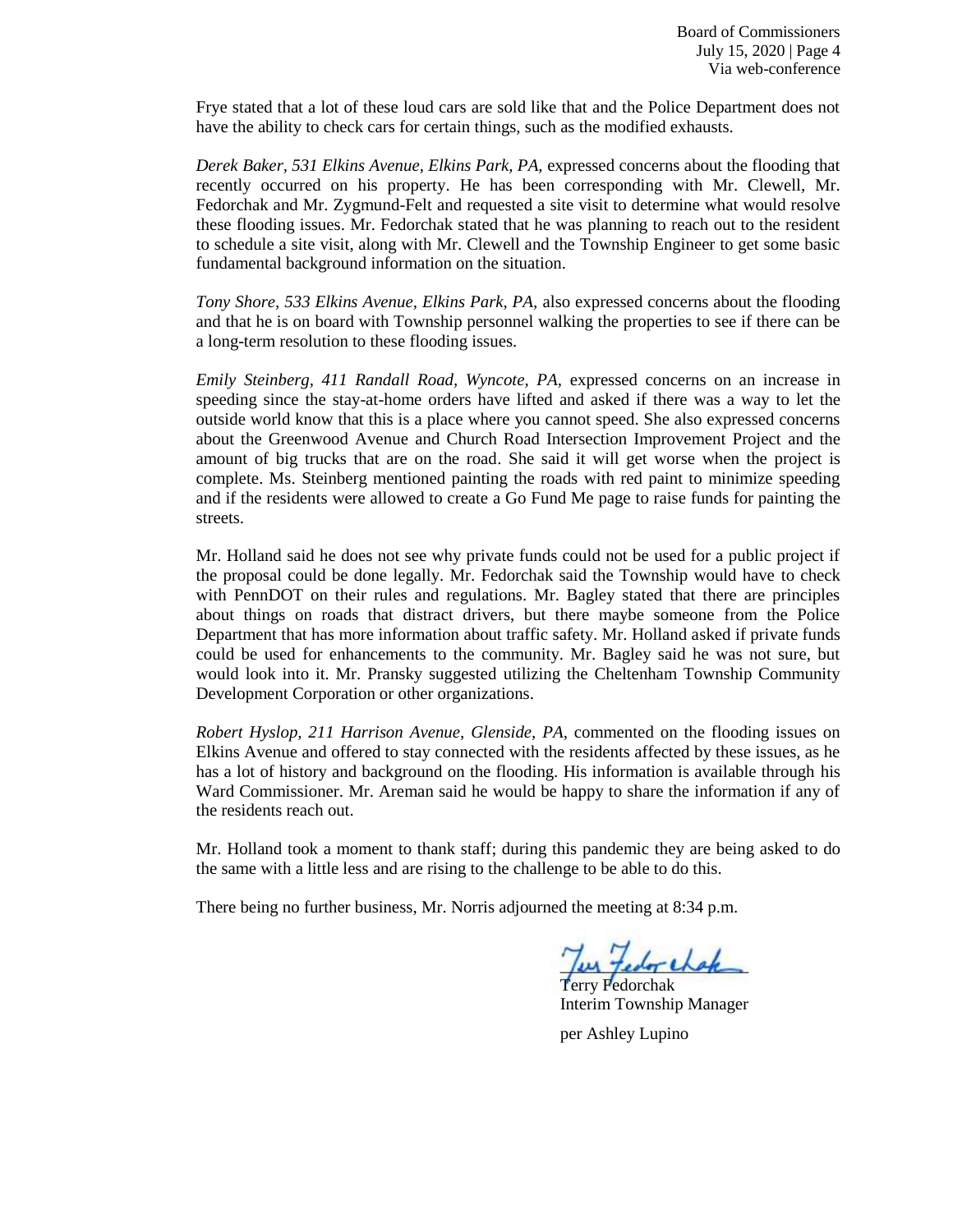Frye stated that a lot of these loud cars are sold like that and the Police Department does not have the ability to check cars for certain things, such as the modified exhausts.

*Derek Baker, 531 Elkins Avenue, Elkins Park, PA,* expressed concerns about the flooding that recently occurred on his property. He has been corresponding with Mr. Clewell, Mr. Fedorchak and Mr. Zygmund-Felt and requested a site visit to determine what would resolve these flooding issues. Mr. Fedorchak stated that he was planning to reach out to the resident to schedule a site visit, along with Mr. Clewell and the Township Engineer to get some basic fundamental background information on the situation.

*Tony Shore, 533 Elkins Avenue, Elkins Park, PA,* also expressed concerns about the flooding and that he is on board with Township personnel walking the properties to see if there can be a long-term resolution to these flooding issues.

*Emily Steinberg, 411 Randall Road, Wyncote, PA,* expressed concerns on an increase in speeding since the stay-at-home orders have lifted and asked if there was a way to let the outside world know that this is a place where you cannot speed. She also expressed concerns about the Greenwood Avenue and Church Road Intersection Improvement Project and the amount of big trucks that are on the road. She said it will get worse when the project is complete. Ms. Steinberg mentioned painting the roads with red paint to minimize speeding and if the residents were allowed to create a Go Fund Me page to raise funds for painting the streets.

Mr. Holland said he does not see why private funds could not be used for a public project if the proposal could be done legally. Mr. Fedorchak said the Township would have to check with PennDOT on their rules and regulations. Mr. Bagley stated that there are principles about things on roads that distract drivers, but there maybe someone from the Police Department that has more information about traffic safety. Mr. Holland asked if private funds could be used for enhancements to the community. Mr. Bagley said he was not sure, but would look into it. Mr. Pransky suggested utilizing the Cheltenham Township Community Development Corporation or other organizations.

*Robert Hyslop, 211 Harrison Avenue, Glenside, PA,* commented on the flooding issues on Elkins Avenue and offered to stay connected with the residents affected by these issues, as he has a lot of history and background on the flooding. His information is available through his Ward Commissioner. Mr. Areman said he would be happy to share the information if any of the residents reach out.

Mr. Holland took a moment to thank staff; during this pandemic they are being asked to do the same with a little less and are rising to the challenge to be able to do this.

There being no further business, Mr. Norris adjourned the meeting at 8:34 p.m.

Terry Fedorchak
Interim Township Manager

per Ashley Lupino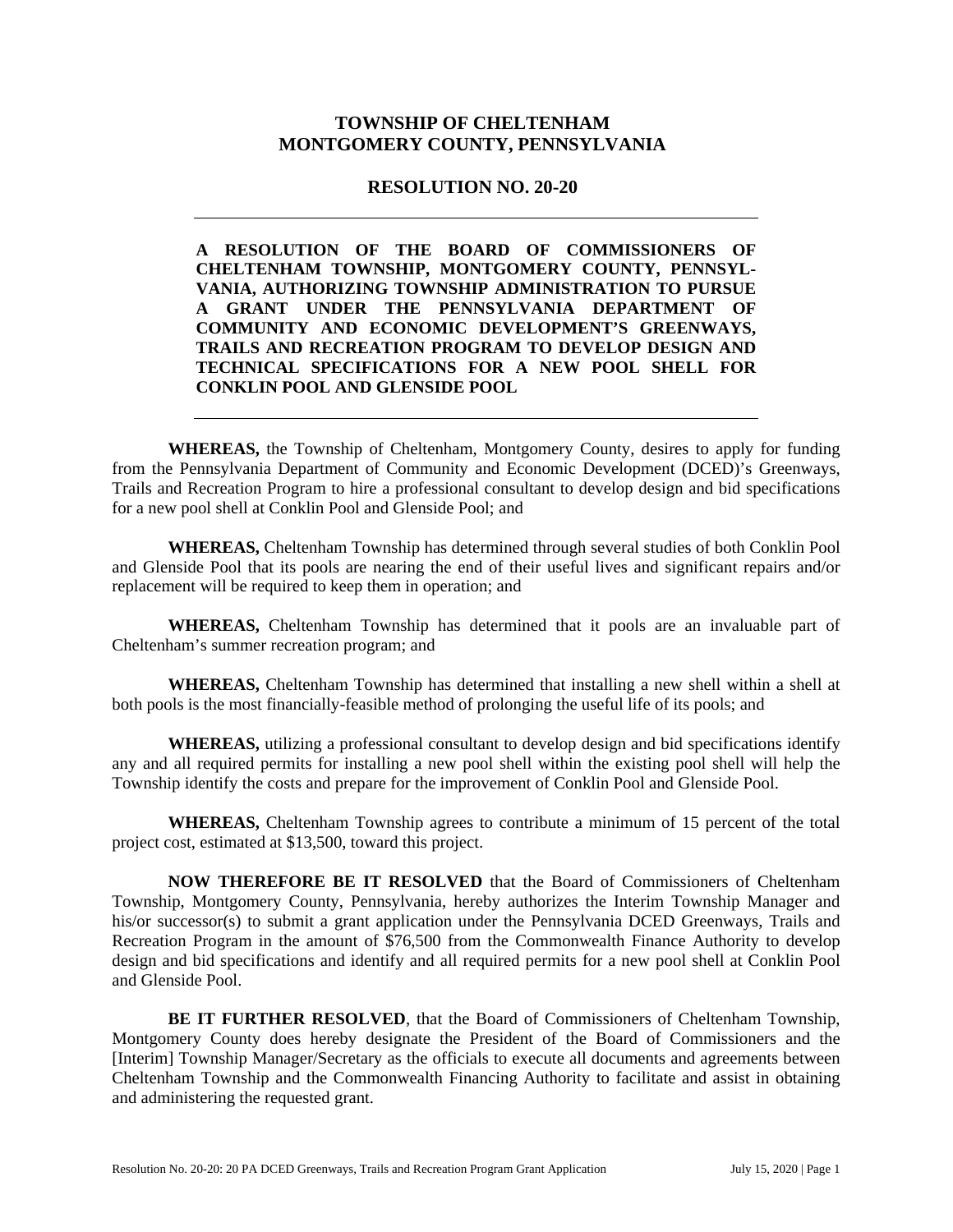# TOWNSHIP OF CHELTENHAM
# MONTGOMERY COUNTY, PENNSYLVANIA

## RESOLUTION NO. 20-20

---

**A RESOLUTION OF THE BOARD OF COMMISSIONERS OF CHELTENHAM TOWNSHIP, MONTGOMERY COUNTY, PENNSYLVANIA, AUTHORIZING TOWNSHIP ADMINISTRATION TO PURSUE A GRANT UNDER THE PENNSYLVANIA DEPARTMENT OF COMMUNITY AND ECONOMIC DEVELOPMENT'S GREENWAYS, TRAILS AND RECREATION PROGRAM TO DEVELOP DESIGN AND TECHNICAL SPECIFICATIONS FOR A NEW POOL SHELL FOR CONKLIN POOL AND GLENSIDE POOL**

---

**WHEREAS,** the Township of Cheltenham, Montgomery County, desires to apply for funding from the Pennsylvania Department of Community and Economic Development (DCED)'s Greenways, Trails and Recreation Program to hire a professional consultant to develop design and bid specifications for a new pool shell at Conklin Pool and Glenside Pool; and

**WHEREAS,** Cheltenham Township has determined through several studies of both Conklin Pool and Glenside Pool that its pools are nearing the end of their useful lives and significant repairs and/or replacement will be required to keep them in operation; and

**WHEREAS,** Cheltenham Township has determined that it pools are an invaluable part of Cheltenham's summer recreation program; and

**WHEREAS,** Cheltenham Township has determined that installing a new shell within a shell at both pools is the most financially-feasible method of prolonging the useful life of its pools; and

**WHEREAS,** utilizing a professional consultant to develop design and bid specifications identify any and all required permits for installing a new pool shell within the existing pool shell will help the Township identify the costs and prepare for the improvement of Conklin Pool and Glenside Pool.

**WHEREAS,** Cheltenham Township agrees to contribute a minimum of 15 percent of the total project cost, estimated at $13,500, toward this project.

**NOW THEREFORE BE IT RESOLVED** that the Board of Commissioners of Cheltenham Township, Montgomery County, Pennsylvania, hereby authorizes the Interim Township Manager and his/or successor(s) to submit a grant application under the Pennsylvania DCED Greenways, Trails and Recreation Program in the amount of $76,500 from the Commonwealth Finance Authority to develop design and bid specifications and identify and all required permits for a new pool shell at Conklin Pool and Glenside Pool.

**BE IT FURTHER RESOLVED**, that the Board of Commissioners of Cheltenham Township, Montgomery County does hereby designate the President of the Board of Commissioners and the [Interim] Township Manager/Secretary as the officials to execute all documents and agreements between Cheltenham Township and the Commonwealth Financing Authority to facilitate and assist in obtaining and administering the requested grant.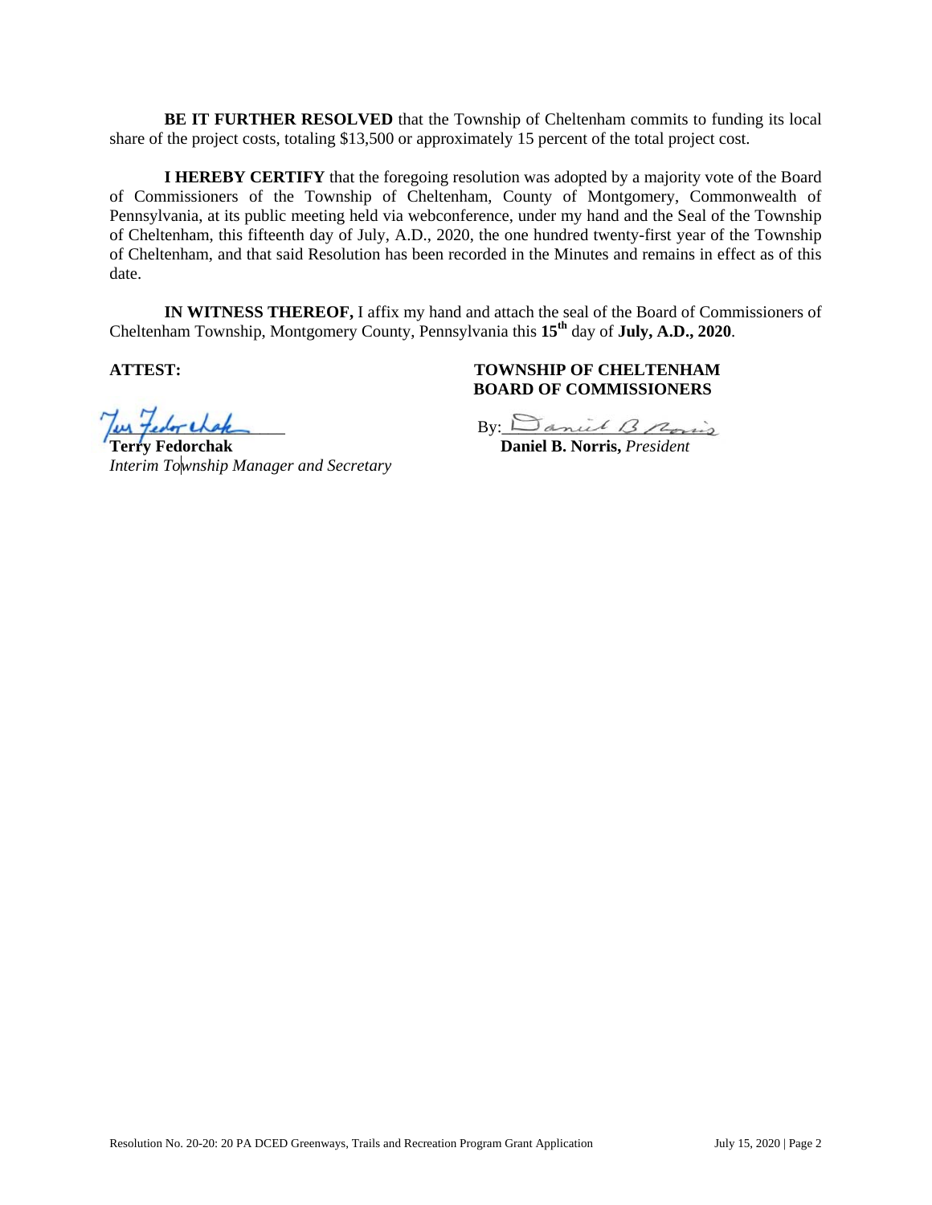**BE IT FURTHER RESOLVED** that the Township of Cheltenham commits to funding its local share of the project costs, totaling $13,500 or approximately 15 percent of the total project cost.

**I HEREBY CERTIFY** that the foregoing resolution was adopted by a majority vote of the Board of Commissioners of the Township of Cheltenham, County of Montgomery, Commonwealth of Pennsylvania, at its public meeting held via webconference, under my hand and the Seal of the Township of Cheltenham, this fifteenth day of July, A.D., 2020, the one hundred twenty-first year of the Township of Cheltenham, and that said Resolution has been recorded in the Minutes and remains in effect as of this date.

**IN WITNESS THEREOF,** I affix my hand and attach the seal of the Board of Commissioners of Cheltenham Township, Montgomery County, Pennsylvania this **15th** day of **July, A.D., 2020**.

**ATTEST:**

**Terry Fedorchak**
*Interim Township Manager and Secretary*

**TOWNSHIP OF CHELTENHAM**
**BOARD OF COMMISSIONERS**

By: ______________________
**Daniel B. Norris,** *President*

Resolution No. 20-20: 20 PA DCED Greenways, Trails and Recreation Program Grant Application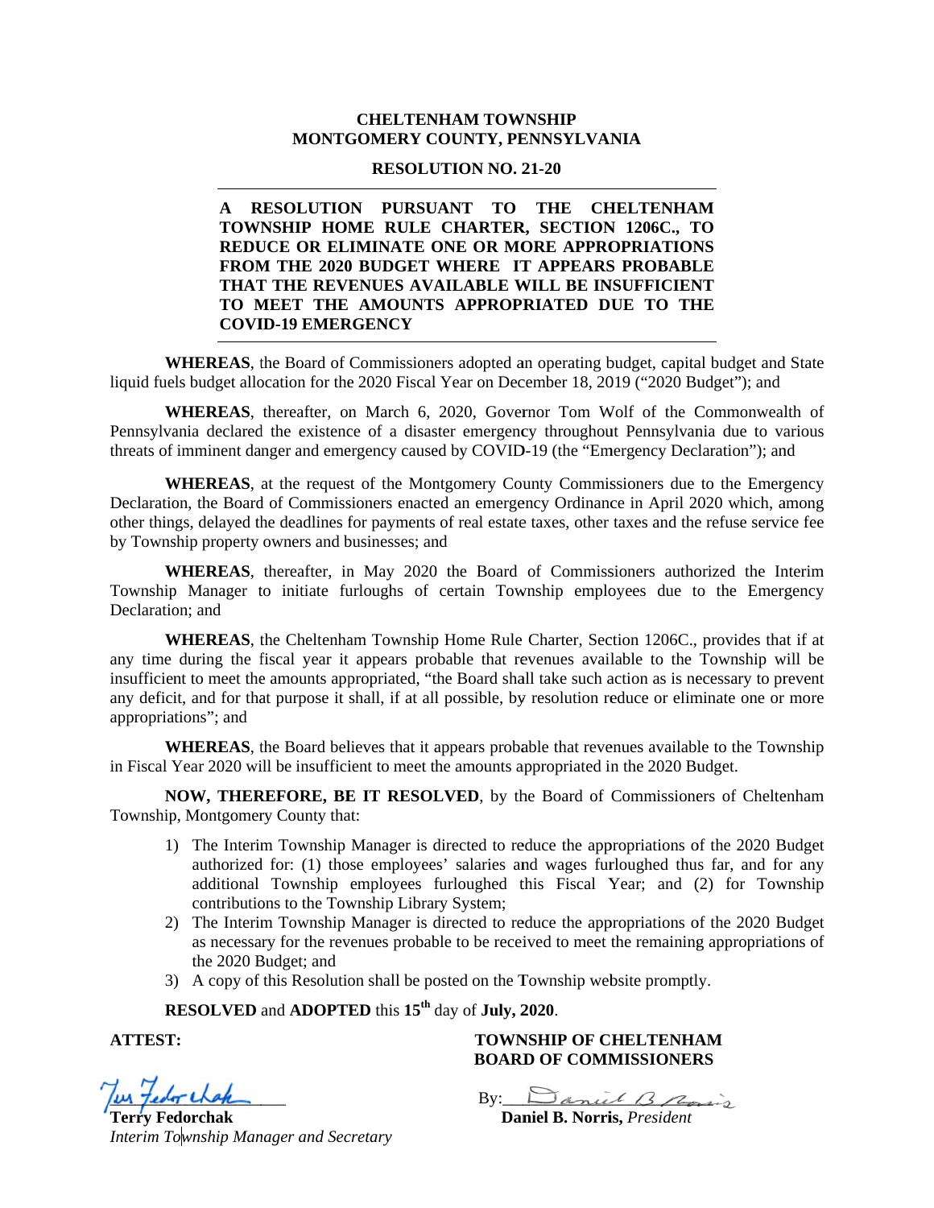**CHELTENHAM TOWNSHIP**
**MONTGOMERY COUNTY, PENNSYLVANIA**

**RESOLUTION NO. 21-20**

---

**A RESOLUTION PURSUANT TO THE CHELTENHAM TOWNSHIP HOME RULE CHARTER, SECTION 1206C., TO REDUCE OR ELIMINATE ONE OR MORE APPROPRIATIONS FROM THE 2020 BUDGET WHERE IT APPEARS PROBABLE THAT THE REVENUES AVAILABLE WILL BE INSUFFICIENT TO MEET THE AMOUNTS APPROPRIATED DUE TO THE COVID-19 EMERGENCY**

---

**WHEREAS**, the Board of Commissioners adopted an operating budget, capital budget and State liquid fuels budget allocation for the 2020 Fiscal Year on December 18, 2019 ("2020 Budget"); and

**WHEREAS**, thereafter, on March 6, 2020, Governor Tom Wolf of the Commonwealth of Pennsylvania declared the existence of a disaster emergency throughout Pennsylvania due to various threats of imminent danger and emergency caused by COVID-19 (the "Emergency Declaration"); and

**WHEREAS**, at the request of the Montgomery County Commissioners due to the Emergency Declaration, the Board of Commissioners enacted an emergency Ordinance in April 2020 which, among other things, delayed the deadlines for payments of real estate taxes, other taxes and the refuse service fee by Township property owners and businesses; and

**WHEREAS**, thereafter, in May 2020 the Board of Commissioners authorized the Interim Township Manager to initiate furloughs of certain Township employees due to the Emergency Declaration; and

**WHEREAS**, the Cheltenham Township Home Rule Charter, Section 1206C., provides that if at any time during the fiscal year it appears probable that revenues available to the Township will be insufficient to meet the amounts appropriated, "the Board shall take such action as is necessary to prevent any deficit, and for that purpose it shall, if at all possible, by resolution reduce or eliminate one or more appropriations"; and

**WHEREAS**, the Board believes that it appears probable that revenues available to the Township in Fiscal Year 2020 will be insufficient to meet the amounts appropriated in the 2020 Budget.

**NOW, THEREFORE, BE IT RESOLVED**, by the Board of Commissioners of Cheltenham Township, Montgomery County that:

1) The Interim Township Manager is directed to reduce the appropriations of the 2020 Budget authorized for: (1) those employees' salaries and wages furloughed thus far, and for any additional Township employees furloughed this Fiscal Year; and (2) for Township contributions to the Township Library System;
2) The Interim Township Manager is directed to reduce the appropriations of the 2020 Budget as necessary for the revenues probable to be received to meet the remaining appropriations of the 2020 Budget; and
3) A copy of this Resolution shall be posted on the Township website promptly.

**RESOLVED** and **ADOPTED** this **15th** day of **July, 2020**.

**ATTEST:**

**TOWNSHIP OF CHELTENHAM**
**BOARD OF COMMISSIONERS**

Terry Fedorchak (signature)

**Terry Fedorchak**
*Interim Township Manager and Secretary*

By: Daniel B. Norris (signature)

**Daniel B. Norris,** *President*